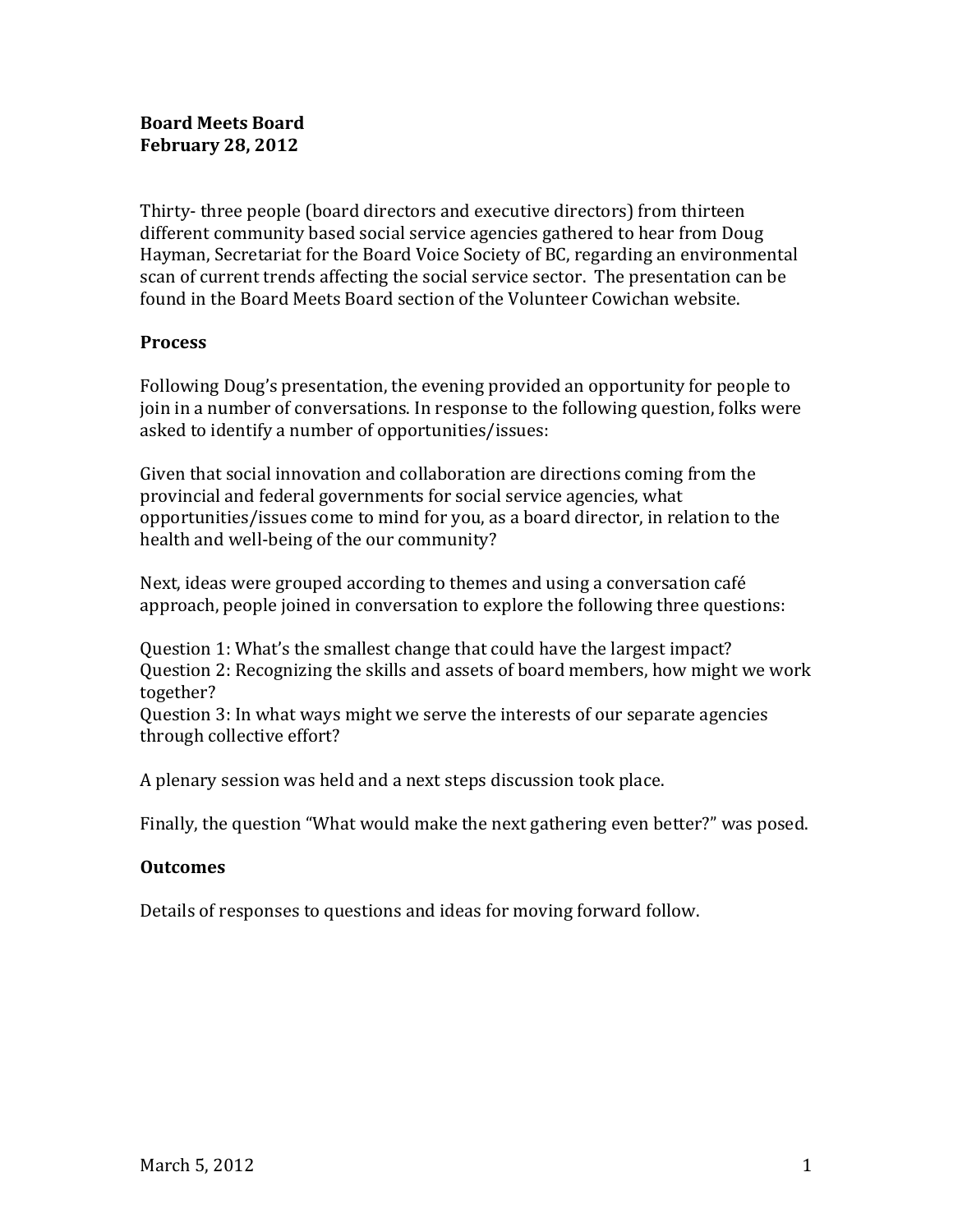**Board Meets Board**
**February 28, 2012**

Thirty- three people (board directors and executive directors) from thirteen different community based social service agencies gathered to hear from Doug Hayman, Secretariat for the Board Voice Society of BC, regarding an environmental scan of current trends affecting the social service sector. The presentation can be found in the Board Meets Board section of the Volunteer Cowichan website.

## Process

Following Doug's presentation, the evening provided an opportunity for people to join in a number of conversations. In response to the following question, folks were asked to identify a number of opportunities/issues:

Given that social innovation and collaboration are directions coming from the provincial and federal governments for social service agencies, what opportunities/issues come to mind for you, as a board director, in relation to the health and well-being of the our community?

Next, ideas were grouped according to themes and using a conversation café approach, people joined in conversation to explore the following three questions:

Question 1: What's the smallest change that could have the largest impact?
Question 2: Recognizing the skills and assets of board members, how might we work together?
Question 3: In what ways might we serve the interests of our separate agencies through collective effort?

A plenary session was held and a next steps discussion took place.

Finally, the question "What would make the next gathering even better?" was posed.

## Outcomes

Details of responses to questions and ideas for moving forward follow.

March 5, 2012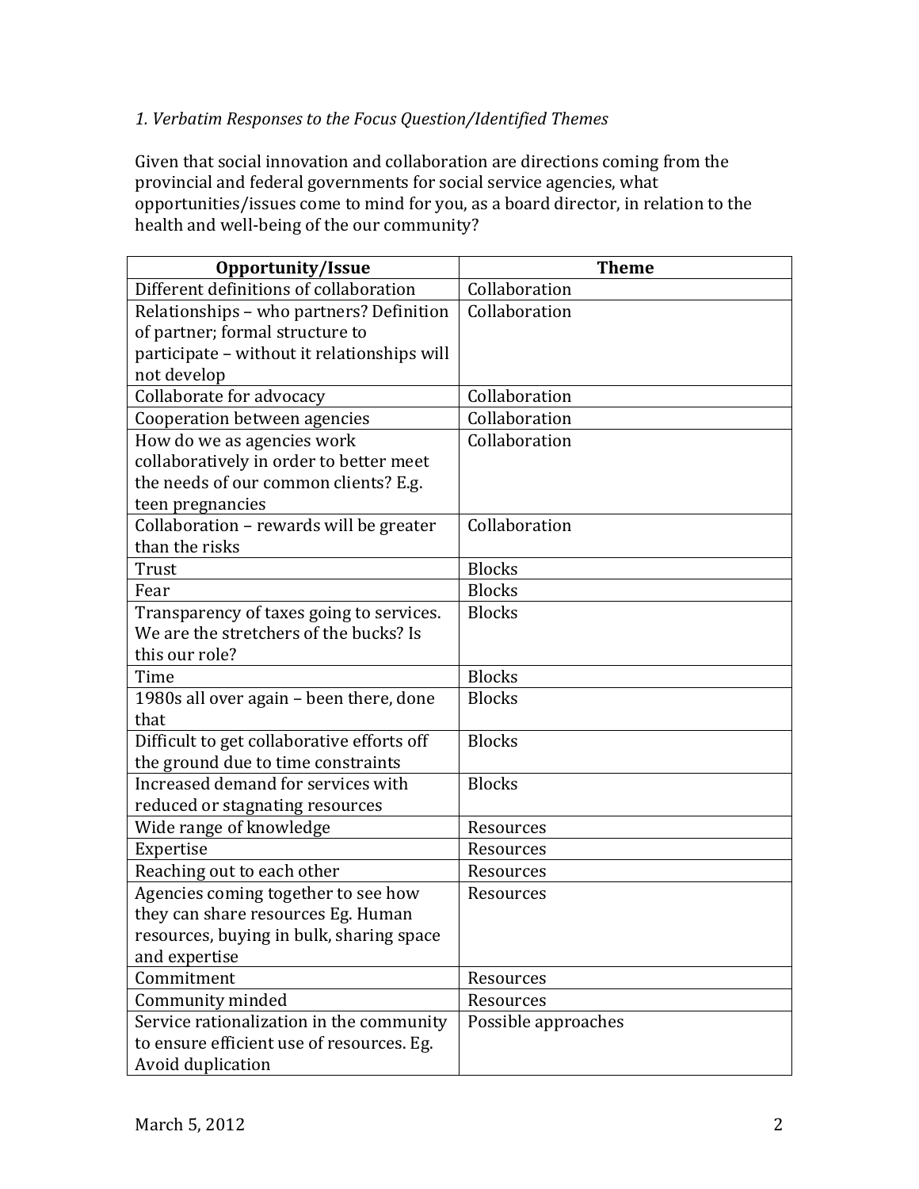*1. Verbatim Responses to the Focus Question/Identified Themes*

Given that social innovation and collaboration are directions coming from the provincial and federal governments for social service agencies, what opportunities/issues come to mind for you, as a board director, in relation to the health and well-being of the our community?

| Opportunity/Issue | Theme |
|---|---|
| Different definitions of collaboration | Collaboration |
| Relationships – who partners? Definition of partner; formal structure to participate – without it relationships will not develop | Collaboration |
| Collaborate for advocacy | Collaboration |
| Cooperation between agencies | Collaboration |
| How do we as agencies work collaboratively in order to better meet the needs of our common clients? E.g. teen pregnancies | Collaboration |
| Collaboration – rewards will be greater than the risks | Collaboration |
| Trust | Blocks |
| Fear | Blocks |
| Transparency of taxes going to services. We are the stretchers of the bucks? Is this our role? | Blocks |
| Time | Blocks |
| 1980s all over again – been there, done that | Blocks |
| Difficult to get collaborative efforts off the ground due to time constraints | Blocks |
| Increased demand for services with reduced or stagnating resources | Blocks |
| Wide range of knowledge | Resources |
| Expertise | Resources |
| Reaching out to each other | Resources |
| Agencies coming together to see how they can share resources Eg. Human resources, buying in bulk, sharing space and expertise | Resources |
| Commitment | Resources |
| Community minded | Resources |
| Service rationalization in the community to ensure efficient use of resources. Eg. Avoid duplication | Possible approaches |

March 5, 2012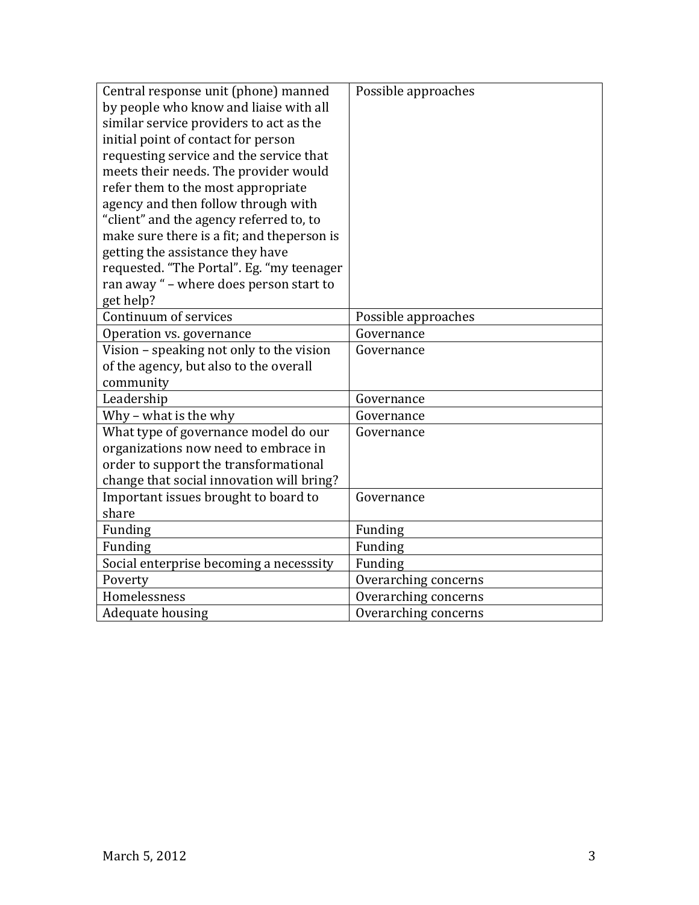| | |
|---|---|
| Central response unit (phone) manned by people who know and liaise with all similar service providers to act as the initial point of contact for person requesting service and the service that meets their needs. The provider would refer them to the most appropriate agency and then follow through with "client" and the agency referred to, to make sure there is a fit; and theperson is getting the assistance they have requested. "The Portal". Eg. "my teenager ran away " – where does person start to get help? | Possible approaches |
| Continuum of services | Possible approaches |
| Operation vs. governance | Governance |
| Vision – speaking not only to the vision of the agency, but also to the overall community | Governance |
| Leadership | Governance |
| Why – what is the why | Governance |
| What type of governance model do our organizations now need to embrace in order to support the transformational change that social innovation will bring? | Governance |
| Important issues brought to board to share | Governance |
| Funding | Funding |
| Funding | Funding |
| Social enterprise becoming a necesssity | Funding |
| Poverty | Overarching concerns |
| Homelessness | Overarching concerns |
| Adequate housing | Overarching concerns |

March 5, 2012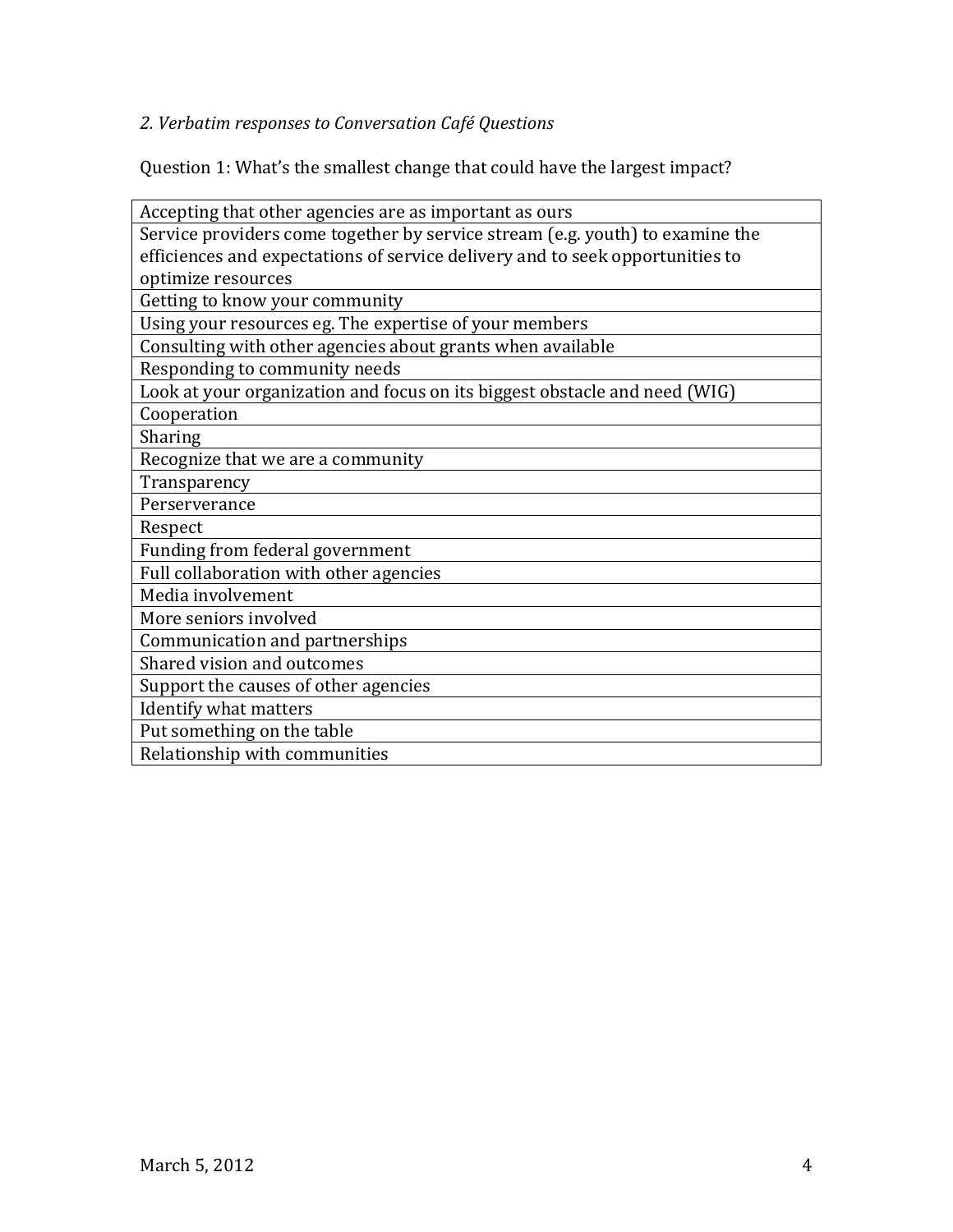*2. Verbatim responses to Conversation Café Questions*

Question 1: What's the smallest change that could have the largest impact?

| |
|---|
| Accepting that other agencies are as important as ours |
| Service providers come together by service stream (e.g. youth) to examine the efficiences and expectations of service delivery and to seek opportunities to optimize resources |
| Getting to know your community |
| Using your resources eg. The expertise of your members |
| Consulting with other agencies about grants when available |
| Responding to community needs |
| Look at your organization and focus on its biggest obstacle and need (WIG) |
| Cooperation |
| Sharing |
| Recognize that we are a community |
| Transparency |
| Perserverance |
| Respect |
| Funding from federal government |
| Full collaboration with other agencies |
| Media involvement |
| More seniors involved |
| Communication and partnerships |
| Shared vision and outcomes |
| Support the causes of other agencies |
| Identify what matters |
| Put something on the table |
| Relationship with communities |

March 5, 2012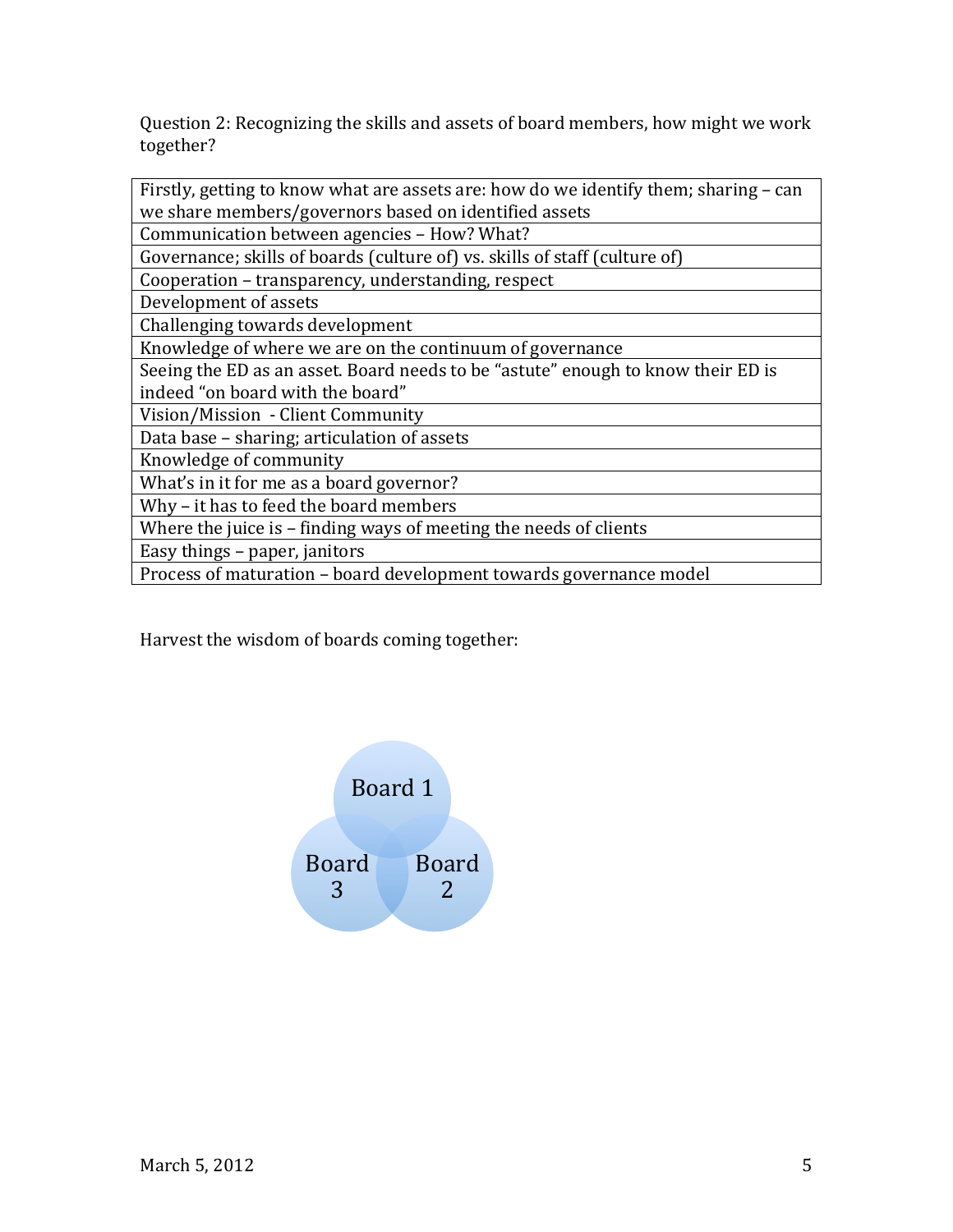Question 2: Recognizing the skills and assets of board members, how might we work together?

| |
|---|
| Firstly, getting to know what are assets are: how do we identify them; sharing – can we share members/governors based on identified assets |
| Communication between agencies – How? What? |
| Governance; skills of boards (culture of) vs. skills of staff (culture of) |
| Cooperation – transparency, understanding, respect |
| Development of assets |
| Challenging towards development |
| Knowledge of where we are on the continuum of governance |
| Seeing the ED as an asset. Board needs to be "astute" enough to know their ED is indeed "on board with the board" |
| Vision/Mission - Client Community |
| Data base – sharing; articulation of assets |
| Knowledge of community |
| What's in it for me as a board governor? |
| Why – it has to feed the board members |
| Where the juice is – finding ways of meeting the needs of clients |
| Easy things – paper, janitors |
| Process of maturation – board development towards governance model |

Harvest the wisdom of boards coming together:

Board 1

Board 3

Board 2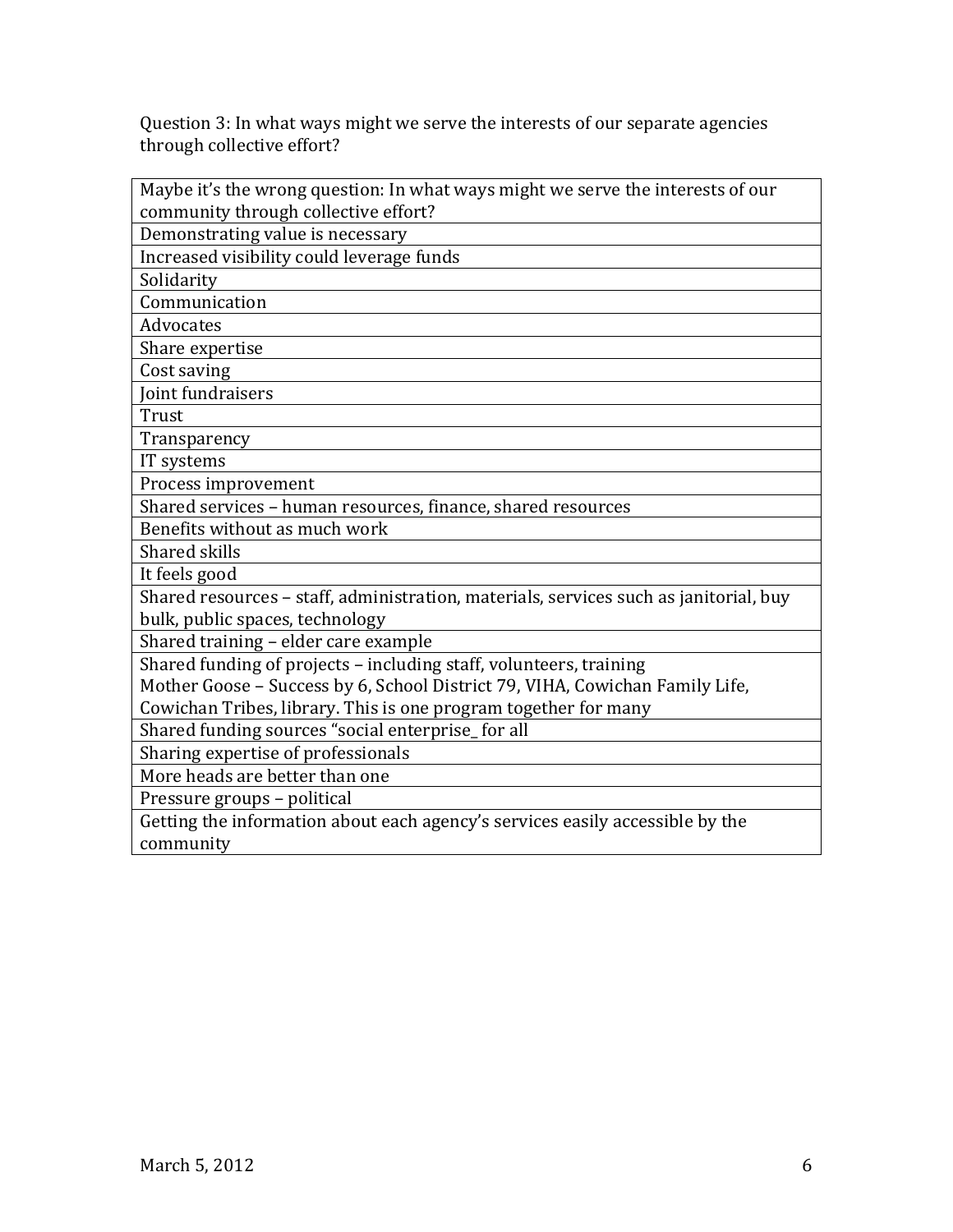Question 3: In what ways might we serve the interests of our separate agencies through collective effort?

| |
|---|
| Maybe it's the wrong question: In what ways might we serve the interests of our community through collective effort? |
| Demonstrating value is necessary |
| Increased visibility could leverage funds |
| Solidarity |
| Communication |
| Advocates |
| Share expertise |
| Cost saving |
| Joint fundraisers |
| Trust |
| Transparency |
| IT systems |
| Process improvement |
| Shared services – human resources, finance, shared resources |
| Benefits without as much work |
| Shared skills |
| It feels good |
| Shared resources – staff, administration, materials, services such as janitorial, buy bulk, public spaces, technology |
| Shared training – elder care example |
| Shared funding of projects – including staff, volunteers, training<br>Mother Goose – Success by 6, School District 79, VIHA, Cowichan Family Life, Cowichan Tribes, library. This is one program together for many |
| Shared funding sources "social enterprise_ for all |
| Sharing expertise of professionals |
| More heads are better than one |
| Pressure groups – political |
| Getting the information about each agency's services easily accessible by the community |

March 5, 2012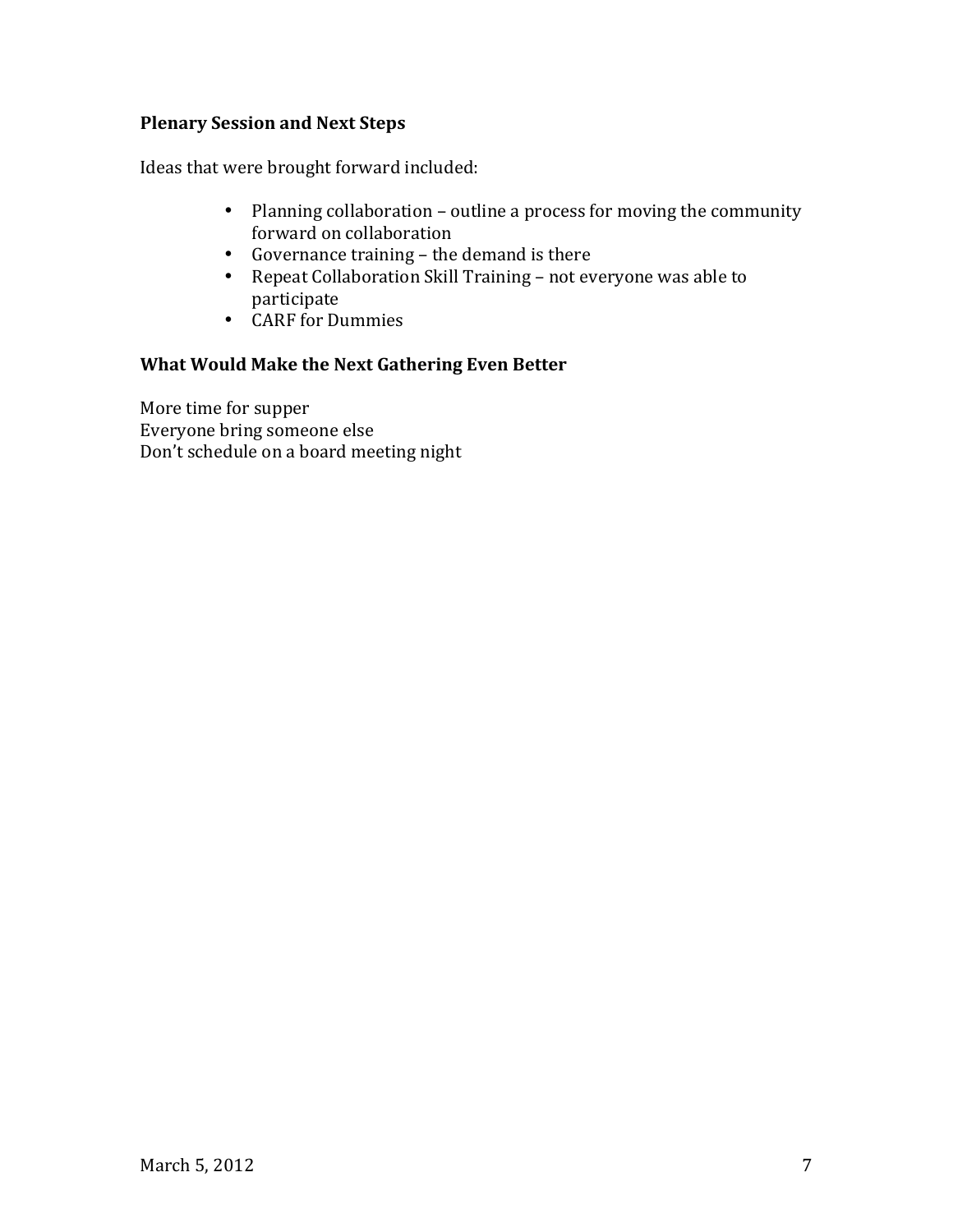**Plenary Session and Next Steps**

Ideas that were brought forward included:

- Planning collaboration – outline a process for moving the community forward on collaboration
- Governance training – the demand is there
- Repeat Collaboration Skill Training – not everyone was able to participate
- CARF for Dummies

**What Would Make the Next Gathering Even Better**

More time for supper
Everyone bring someone else
Don't schedule on a board meeting night